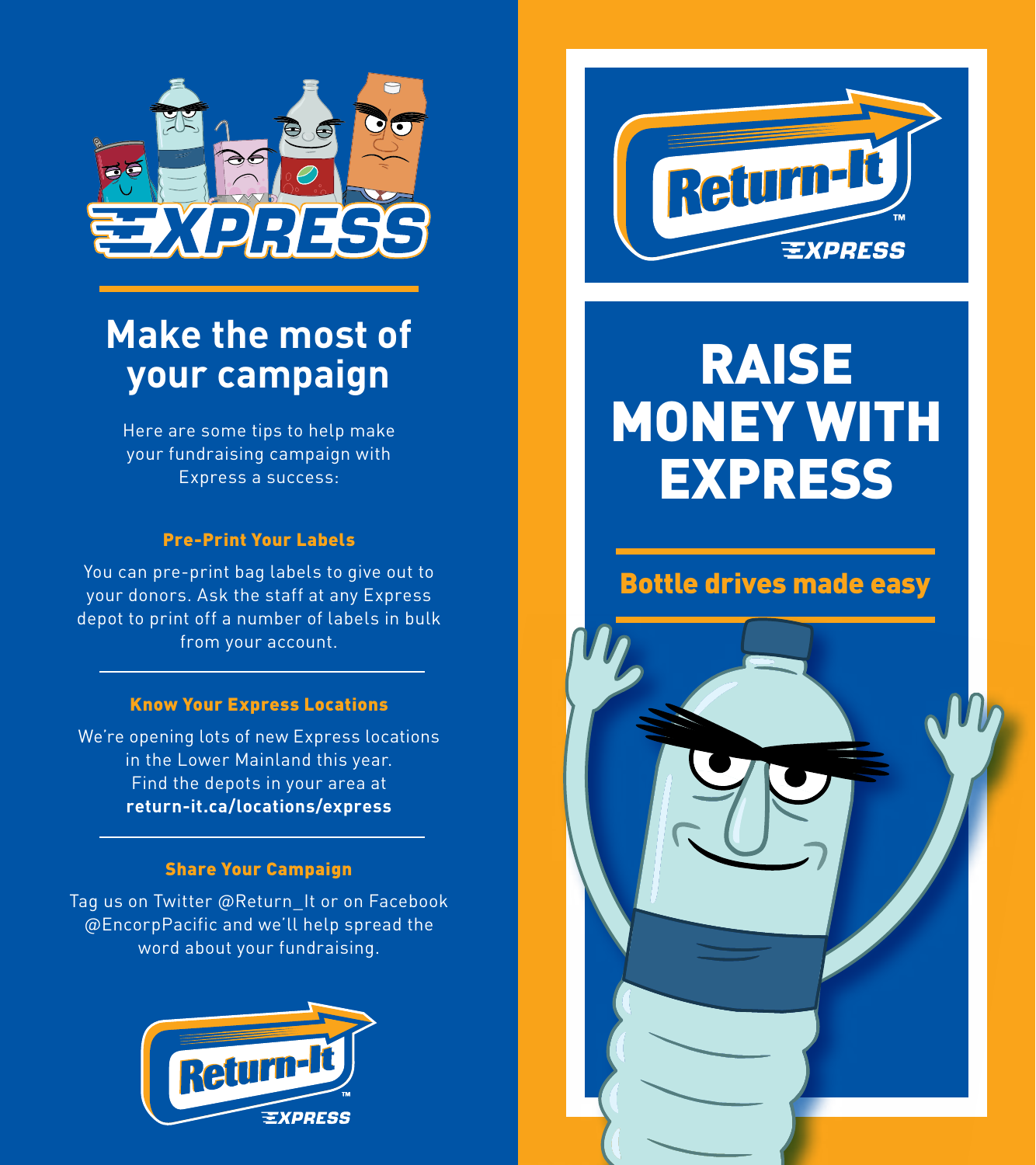# Make the most of your campaign

Here are some tips to help make your fundraising campaign with Express a success:

### Pre-Print Your Labels

You can pre-print bag labels to give out to your donors. Ask the staff at any Express depot to print off a number of labels in bulk from your account.

### Know Your Express Locations

We're opening lots of new Express locations in the Lower Mainland this year. Find the depots in your area at **return-it.ca/locations/express**

### Share Your Campaign

Tag us on Twitter @Return_It or on Facebook @EncorpPacific and we'll help spread the word about your fundraising.

Return-It™ EXPRESS

# RAISE MONEY WITH EXPRESS

## Bottle drives made easy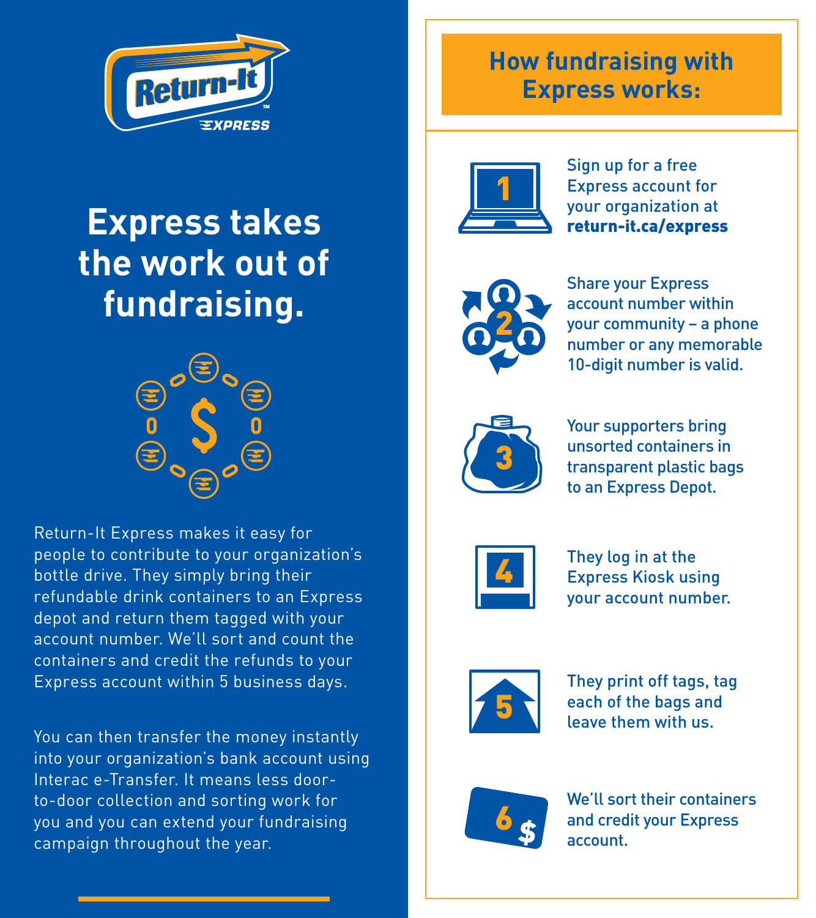Return-It EXPRESS

# Express takes the work out of fundraising.

Return-It Express makes it easy for people to contribute to your organization's bottle drive. They simply bring their refundable drink containers to an Express depot and return them tagged with your account number. We'll sort and count the containers and credit the refunds to your Express account within 5 business days.

You can then transfer the money instantly into your organization's bank account using Interac e-Transfer. It means less door-to-door collection and sorting work for you and you can extend your fundraising campaign throughout the year.

## How fundraising with Express works:

1. Sign up for a free Express account for your organization at **return-it.ca/express**
2. Share your Express account number within your community – a phone number or any memorable 10-digit number is valid.
3. Your supporters bring unsorted containers in transparent plastic bags to an Express Depot.
4. They log in at the Express Kiosk using your account number.
5. They print off tags, tag each of the bags and leave them with us.
6. We'll sort their containers and credit your Express account.